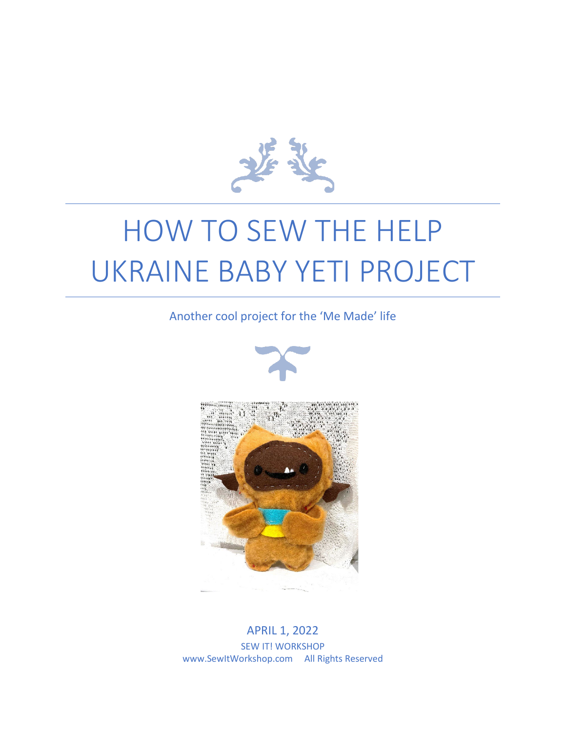# HOW TO SEW THE HELP UKRAINE BABY YETI PROJECT

Another cool project for the 'Me Made' life

APRIL 1, 2022

SEW IT! WORKSHOP

www.SewItWorkshop.com All Rights Reserved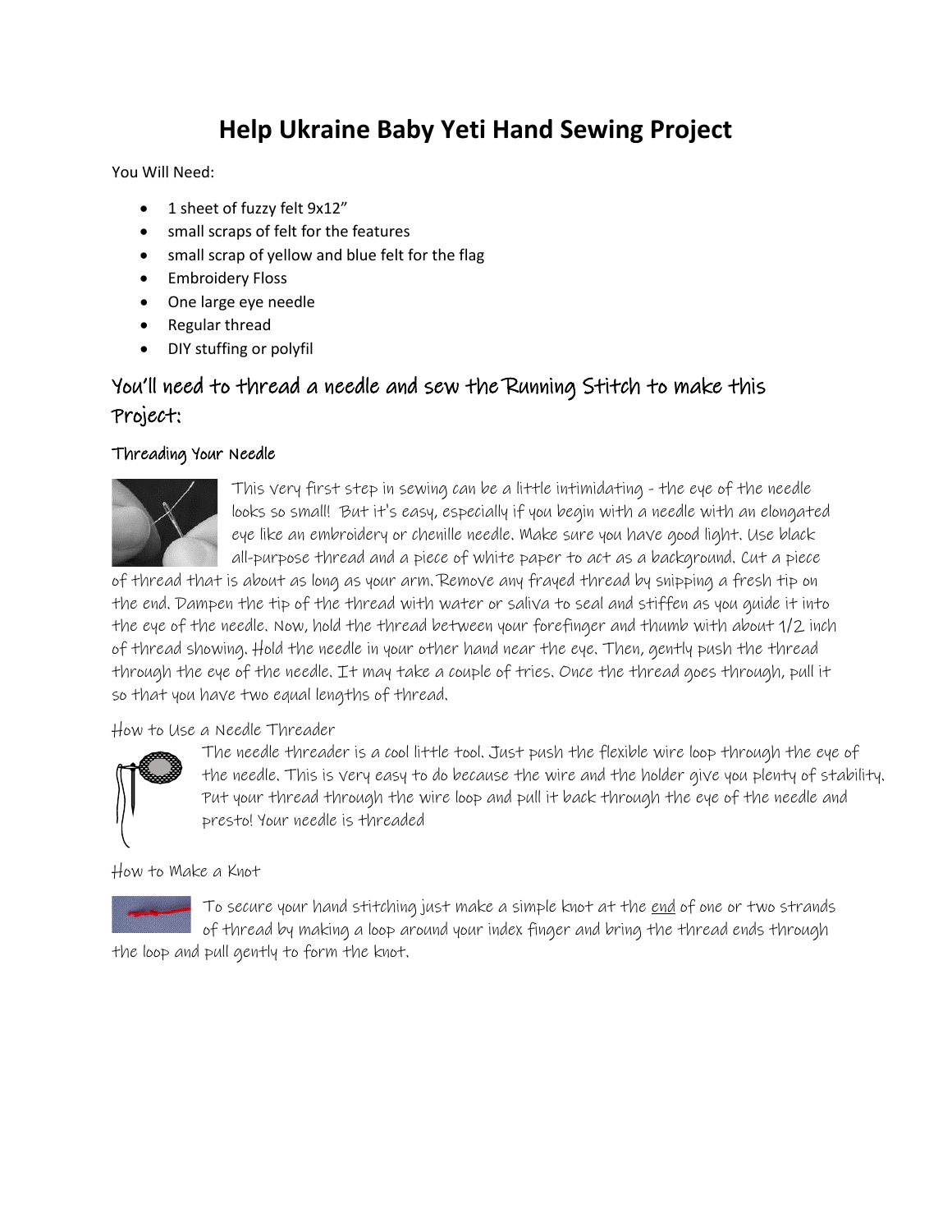# Help Ukraine Baby Yeti Hand Sewing Project

You Will Need:

- 1 sheet of fuzzy felt 9x12"
- small scraps of felt for the features
- small scrap of yellow and blue felt for the flag
- Embroidery Floss
- One large eye needle
- Regular thread
- DIY stuffing or polyfil

## You'll need to thread a needle and sew the Running Stitch to make this Project:

### Threading Your Needle

This very first step in sewing can be a little intimidating - the eye of the needle looks so small! But it's easy, especially if you begin with a needle with an elongated eye like an embroidery or chenille needle. Make sure you have good light. Use black all-purpose thread and a piece of white paper to act as a background. Cut a piece of thread that is about as long as your arm. Remove any frayed thread by snipping a fresh tip on the end. Dampen the tip of the thread with water or saliva to seal and stiffen as you guide it into the eye of the needle. Now, hold the thread between your forefinger and thumb with about 1/2 inch of thread showing. Hold the needle in your other hand near the eye. Then, gently push the thread through the eye of the needle. It may take a couple of tries. Once the thread goes through, pull it so that you have two equal lengths of thread.

How to Use a Needle Threader

The needle threader is a cool little tool. Just push the flexible wire loop through the eye of the needle. This is very easy to do because the wire and the holder give you plenty of stability. Put your thread through the wire loop and pull it back through the eye of the needle and presto! Your needle is threaded

How to Make a Knot

To secure your hand stitching just make a simple knot at the <u>end</u> of one or two strands of thread by making a loop around your index finger and bring the thread ends through the loop and pull gently to form the knot.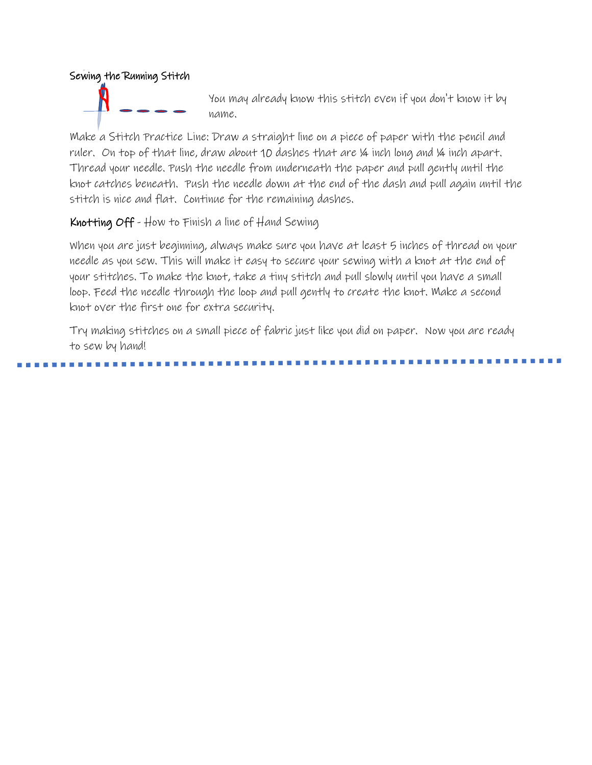## Sewing the Running Stitch

You may already know this stitch even if you don't know it by name.

Make a Stitch Practice Line: Draw a straight line on a piece of paper with the pencil and ruler. On top of that line, draw about 10 dashes that are ¼ inch long and ¼ inch apart. Thread your needle. Push the needle from underneath the paper and pull gently until the knot catches beneath. Push the needle down at the end of the dash and pull again until the stitch is nice and flat. Continue for the remaining dashes.

**Knotting Off** - How to Finish a line of Hand Sewing

When you are just beginning, always make sure you have at least 5 inches of thread on your needle as you sew. This will make it easy to secure your sewing with a knot at the end of your stitches. To make the knot, take a tiny stitch and pull slowly until you have a small loop. Feed the needle through the loop and pull gently to create the knot. Make a second knot over the first one for extra security.

Try making stitches on a small piece of fabric just like you did on paper. Now you are ready to sew by hand!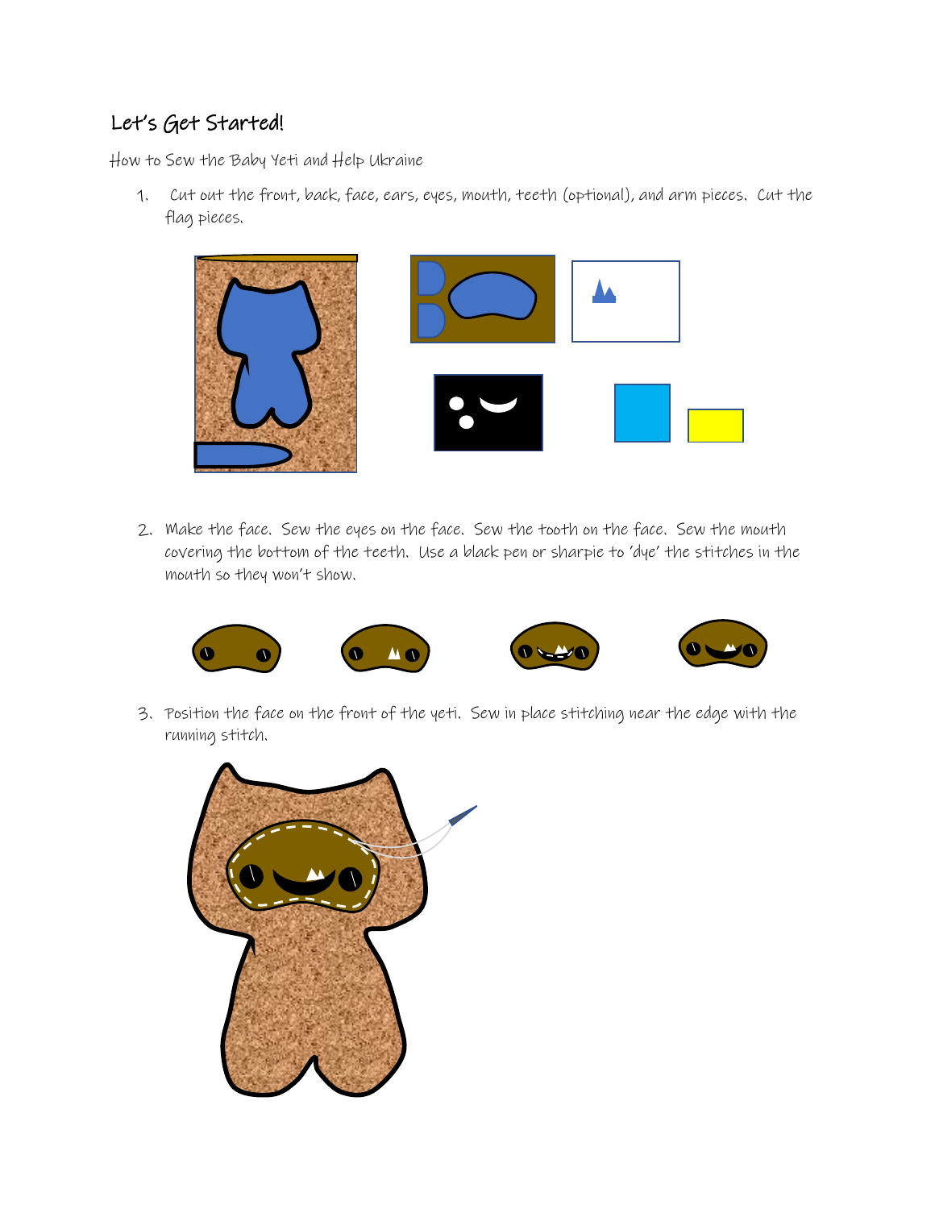## Let's Get Started!

How to Sew the Baby Yeti and Help Ukraine

1. Cut out the front, back, face, ears, eyes, mouth, teeth (optional), and arm pieces. Cut the flag pieces.

2. Make the face. Sew the eyes on the face. Sew the tooth on the face. Sew the mouth covering the bottom of the teeth. Use a black pen or sharpie to 'dye' the stitches in the mouth so they won't show.

3. Position the face on the front of the yeti. Sew in place stitching near the edge with the running stitch.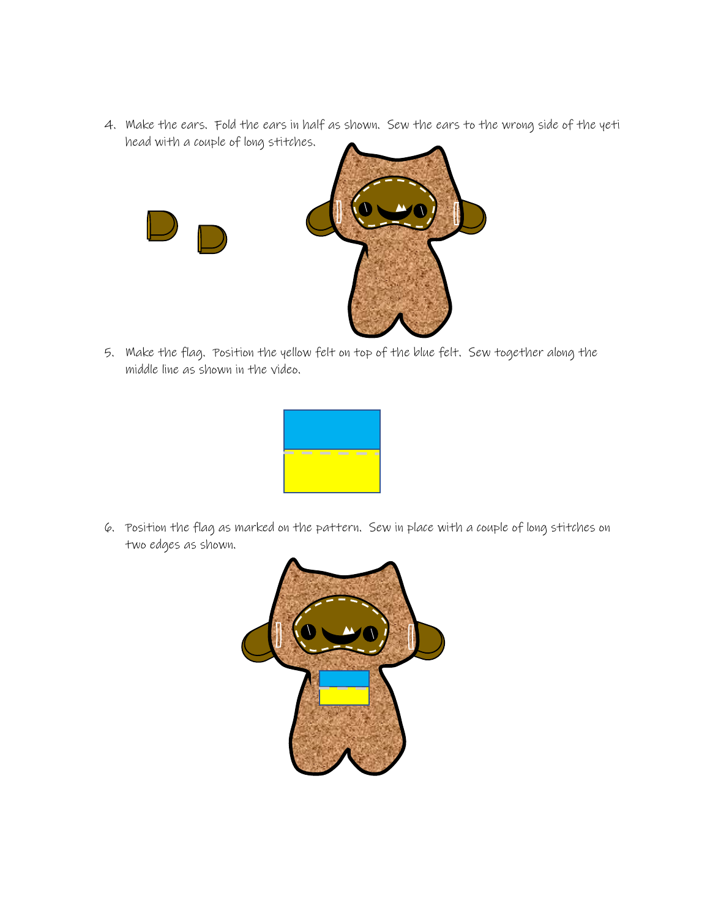4. Make the ears. Fold the ears in half as shown. Sew the ears to the wrong side of the yeti head with a couple of long stitches.

5. Make the flag. Position the yellow felt on top of the blue felt. Sew together along the middle line as shown in the video.

6. Position the flag as marked on the pattern. Sew in place with a couple of long stitches on two edges as shown.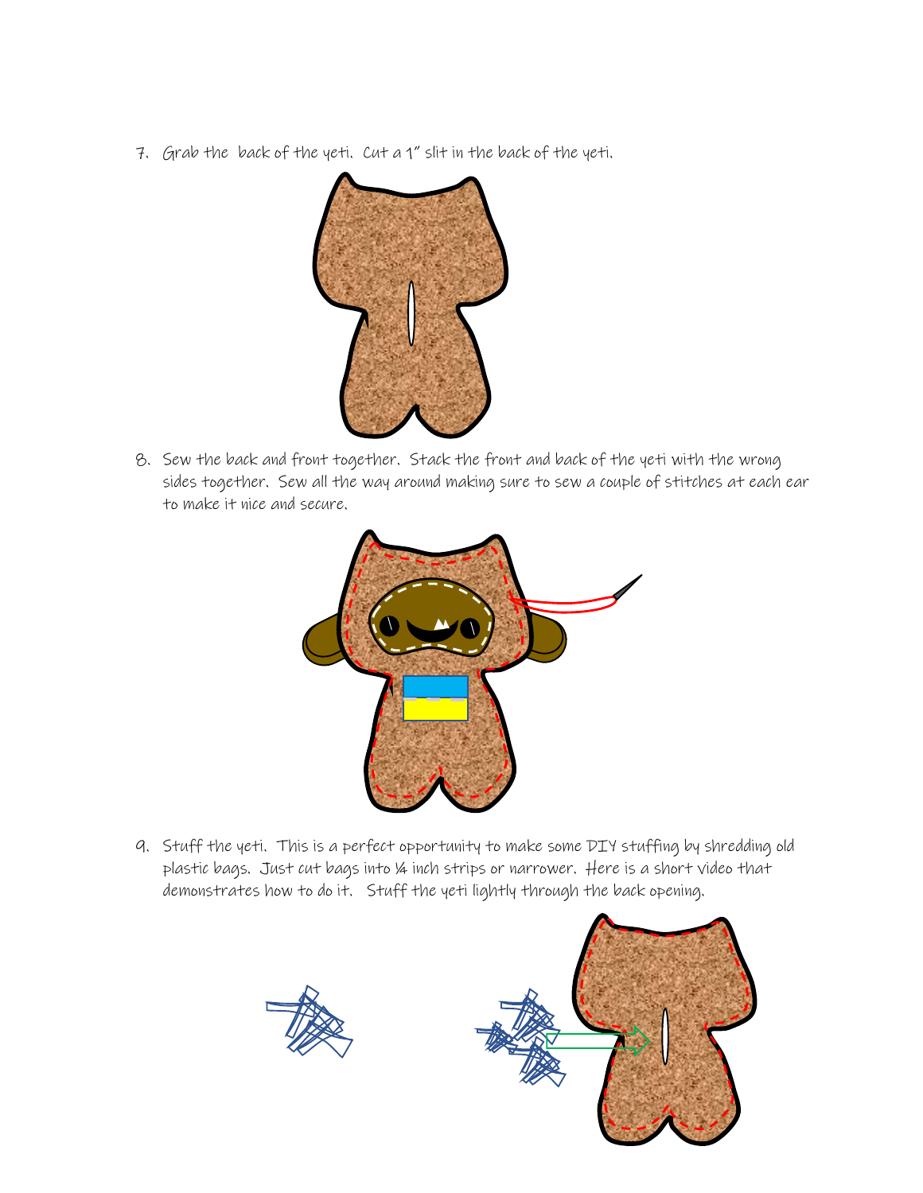7. Grab the back of the yeti. Cut a 1" slit in the back of the yeti.

8. Sew the back and front together. Stack the front and back of the yeti with the wrong sides together. Sew all the way around making sure to sew a couple of stitches at each ear to make it nice and secure.

9. Stuff the yeti. This is a perfect opportunity to make some DIY stuffing by shredding old plastic bags. Just cut bags into ¼ inch strips or narrower. Here is a short video that demonstrates how to do it. Stuff the yeti lightly through the back opening.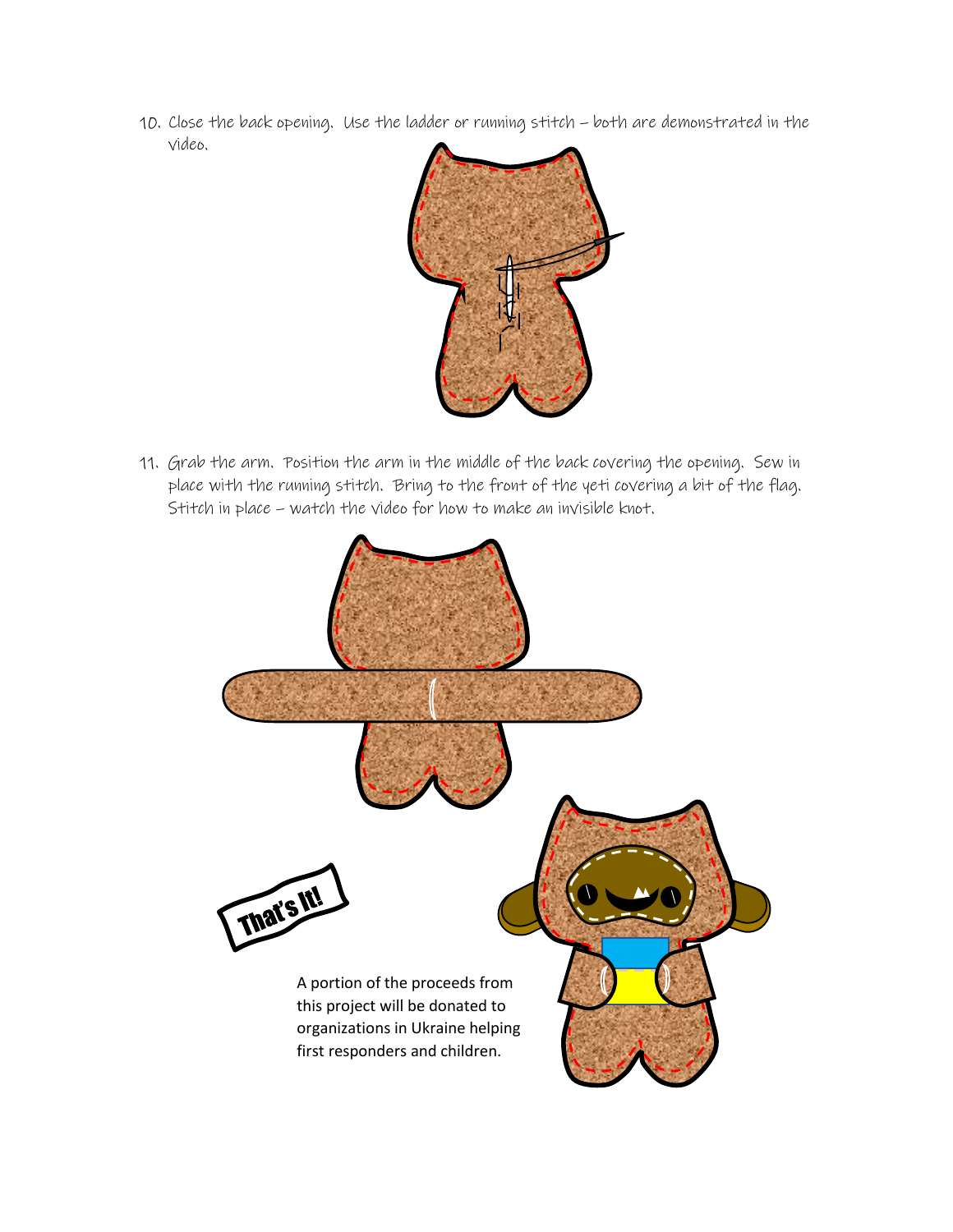10. Close the back opening. Use the ladder or running stitch – both are demonstrated in the video.

11. Grab the arm. Position the arm in the middle of the back covering the opening. Sew in place with the running stitch. Bring to the front of the yeti covering a bit of the flag. Stitch in place – watch the video for how to make an invisible knot.

That's It!

A portion of the proceeds from this project will be donated to organizations in Ukraine helping first responders and children.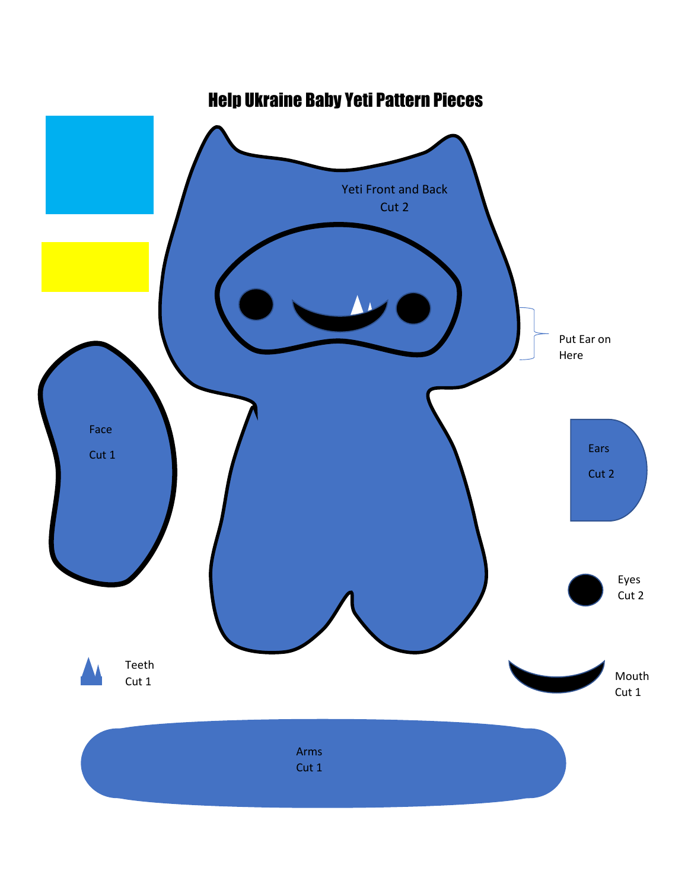# Help Ukraine Baby Yeti Pattern Pieces

Yeti Front and Back
Cut 2

Put Ear on
Here

Face

Cut 1

Ears

Cut 2

Eyes
Cut 2

Teeth
Cut 1

Mouth
Cut 1

Arms
Cut 1